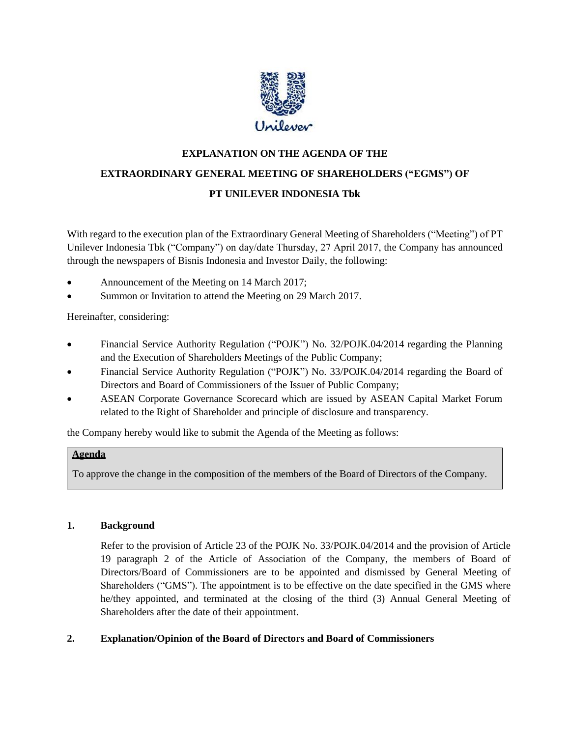# EXPLANATION ON THE AGENDA OF THE EXTRAORDINARY GENERAL MEETING OF SHAREHOLDERS ("EGMS") OF PT UNILEVER INDONESIA Tbk

With regard to the execution plan of the Extraordinary General Meeting of Shareholders ("Meeting") of PT Unilever Indonesia Tbk ("Company") on day/date Thursday, 27 April 2017, the Company has announced through the newspapers of Bisnis Indonesia and Investor Daily, the following:

- Announcement of the Meeting on 14 March 2017;
- Summon or Invitation to attend the Meeting on 29 March 2017.

Hereinafter, considering:

- Financial Service Authority Regulation ("POJK") No. 32/POJK.04/2014 regarding the Planning and the Execution of Shareholders Meetings of the Public Company;
- Financial Service Authority Regulation ("POJK") No. 33/POJK.04/2014 regarding the Board of Directors and Board of Commissioners of the Issuer of Public Company;
- ASEAN Corporate Governance Scorecard which are issued by ASEAN Capital Market Forum related to the Right of Shareholder and principle of disclosure and transparency.

the Company hereby would like to submit the Agenda of the Meeting as follows:

| **Agenda** |
|---|
| To approve the change in the composition of the members of the Board of Directors of the Company. |

## 1. Background

Refer to the provision of Article 23 of the POJK No. 33/POJK.04/2014 and the provision of Article 19 paragraph 2 of the Article of Association of the Company, the members of Board of Directors/Board of Commissioners are to be appointed and dismissed by General Meeting of Shareholders ("GMS"). The appointment is to be effective on the date specified in the GMS where he/they appointed, and terminated at the closing of the third (3) Annual General Meeting of Shareholders after the date of their appointment.

## 2. Explanation/Opinion of the Board of Directors and Board of Commissioners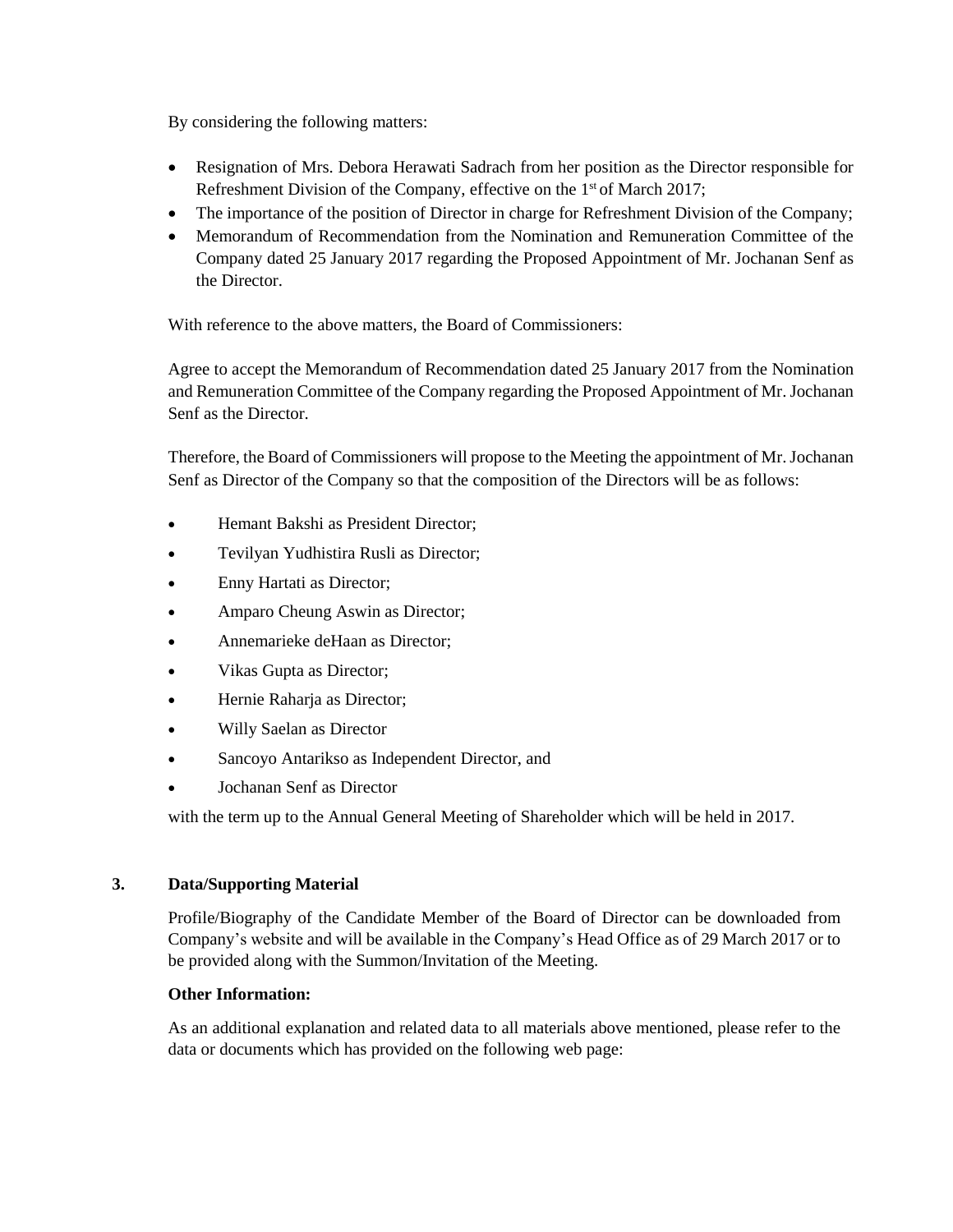By considering the following matters:

- Resignation of Mrs. Debora Herawati Sadrach from her position as the Director responsible for Refreshment Division of the Company, effective on the 1st of March 2017;
- The importance of the position of Director in charge for Refreshment Division of the Company;
- Memorandum of Recommendation from the Nomination and Remuneration Committee of the Company dated 25 January 2017 regarding the Proposed Appointment of Mr. Jochanan Senf as the Director.

With reference to the above matters, the Board of Commissioners:

Agree to accept the Memorandum of Recommendation dated 25 January 2017 from the Nomination and Remuneration Committee of the Company regarding the Proposed Appointment of Mr. Jochanan Senf as the Director.

Therefore, the Board of Commissioners will propose to the Meeting the appointment of Mr. Jochanan Senf as Director of the Company so that the composition of the Directors will be as follows:

- Hemant Bakshi as President Director;
- Tevilyan Yudhistira Rusli as Director;
- Enny Hartati as Director;
- Amparo Cheung Aswin as Director;
- Annemarieke deHaan as Director;
- Vikas Gupta as Director;
- Hernie Raharja as Director;
- Willy Saelan as Director
- Sancoyo Antarikso as Independent Director, and
- Jochanan Senf as Director

with the term up to the Annual General Meeting of Shareholder which will be held in 2017.

### 3. Data/Supporting Material

Profile/Biography of the Candidate Member of the Board of Director can be downloaded from Company's website and will be available in the Company's Head Office as of 29 March 2017 or to be provided along with the Summon/Invitation of the Meeting.

**Other Information:**

As an additional explanation and related data to all materials above mentioned, please refer to the data or documents which has provided on the following web page: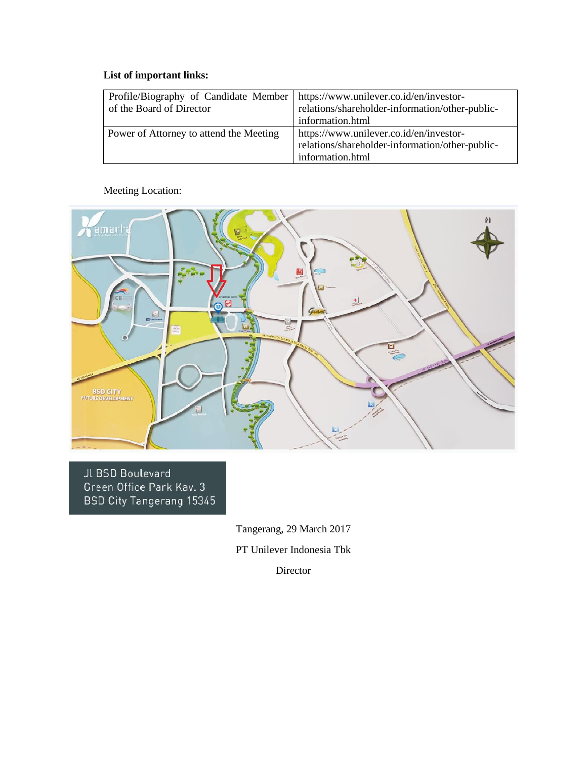**List of important links:**

| | |
|---|---|
| Profile/Biography of Candidate Member of the Board of Director | https://www.unilever.co.id/en/investor-relations/shareholder-information/other-public-information.html |
| Power of Attorney to attend the Meeting | https://www.unilever.co.id/en/investor-relations/shareholder-information/other-public-information.html |

Meeting Location:

Jl BSD Boulevard
Green Office Park Kav. 3
BSD City Tangerang 15345

Tangerang, 29 March 2017

PT Unilever Indonesia Tbk

Director